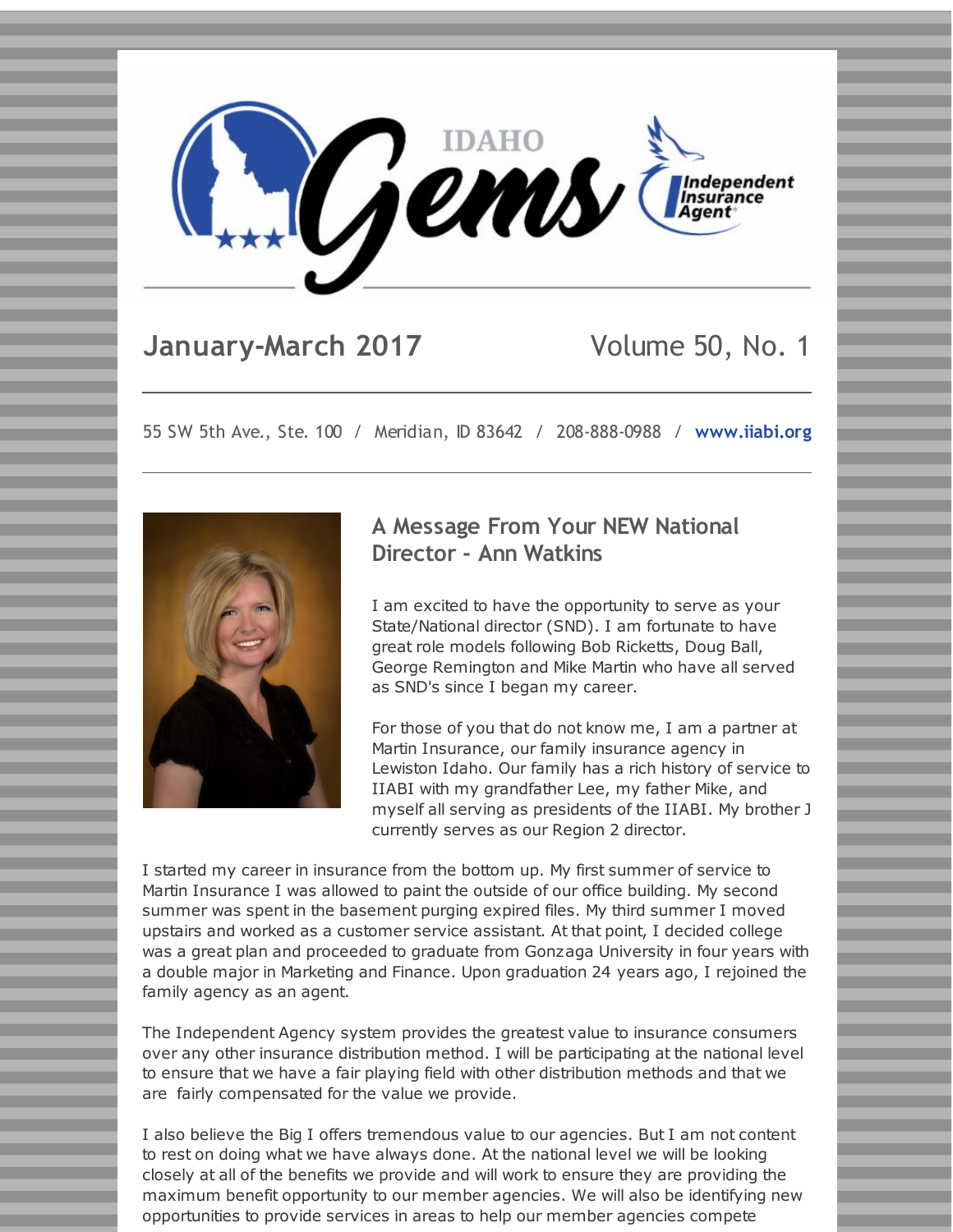# IDAHO Gems

Independent Insurance Agent

January-March 2017 Volume 50, No. 1

55 SW 5th Ave., Ste. 100 / Meridian, ID 83642 / 208-888-0988 / **www.iiabi.org**

## A Message From Your NEW National Director - Ann Watkins

I am excited to have the opportunity to serve as your State/National director (SND). I am fortunate to have great role models following Bob Ricketts, Doug Ball, George Remington and Mike Martin who have all served as SND's since I began my career.

For those of you that do not know me, I am a partner at Martin Insurance, our family insurance agency in Lewiston Idaho. Our family has a rich history of service to IIABI with my grandfather Lee, my father Mike, and myself all serving as presidents of the IIABI. My brother J currently serves as our Region 2 director.

I started my career in insurance from the bottom up. My first summer of service to Martin Insurance I was allowed to paint the outside of our office building. My second summer was spent in the basement purging expired files. My third summer I moved upstairs and worked as a customer service assistant. At that point, I decided college was a great plan and proceeded to graduate from Gonzaga University in four years with a double major in Marketing and Finance. Upon graduation 24 years ago, I rejoined the family agency as an agent.

The Independent Agency system provides the greatest value to insurance consumers over any other insurance distribution method. I will be participating at the national level to ensure that we have a fair playing field with other distribution methods and that we are fairly compensated for the value we provide.

I also believe the Big I offers tremendous value to our agencies. But I am not content to rest on doing what we have always done. At the national level we will be looking closely at all of the benefits we provide and will work to ensure they are providing the maximum benefit opportunity to our member agencies. We will also be identifying new opportunities to provide services in areas to help our member agencies compete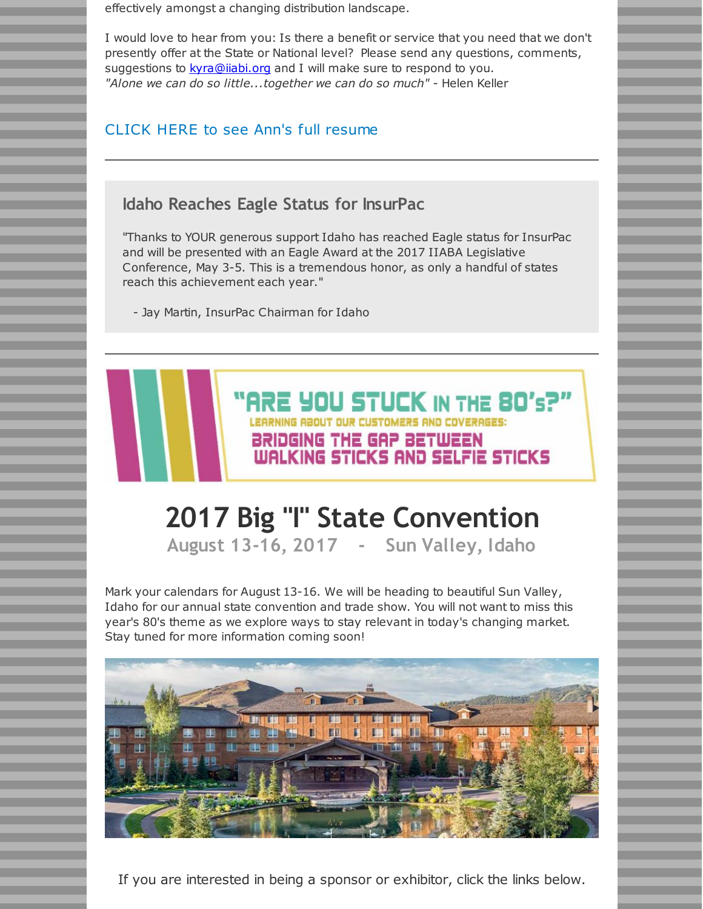effectively amongst a changing distribution landscape.

I would love to hear from you: Is there a benefit or service that you need that we don't presently offer at the State or National level? Please send any questions, comments, suggestions to kyra@iiabi.org and I will make sure to respond to you.
*"Alone we can do so little...together we can do so much"* - Helen Keller

CLICK HERE to see Ann's full resume

---

### Idaho Reaches Eagle Status for InsurPac

"Thanks to YOUR generous support Idaho has reached Eagle status for InsurPac and will be presented with an Eagle Award at the 2017 IIABA Legislative Conference, May 3-5. This is a tremendous honor, as only a handful of states reach this achievement each year."

- Jay Martin, InsurPac Chairman for Idaho

---

"ARE YOU STUCK IN THE 80's?"
LEARNING ABOUT OUR CUSTOMERS AND COVERAGES:
BRIDGING THE GAP BETWEEN WALKING STICKS AND SELFIE STICKS

# 2017 Big "I" State Convention

**August 13-16, 2017 - Sun Valley, Idaho**

Mark your calendars for August 13-16. We will be heading to beautiful Sun Valley, Idaho for our annual state convention and trade show. You will not want to miss this year's 80's theme as we explore ways to stay relevant in today's changing market. Stay tuned for more information coming soon!

If you are interested in being a sponsor or exhibitor, click the links below.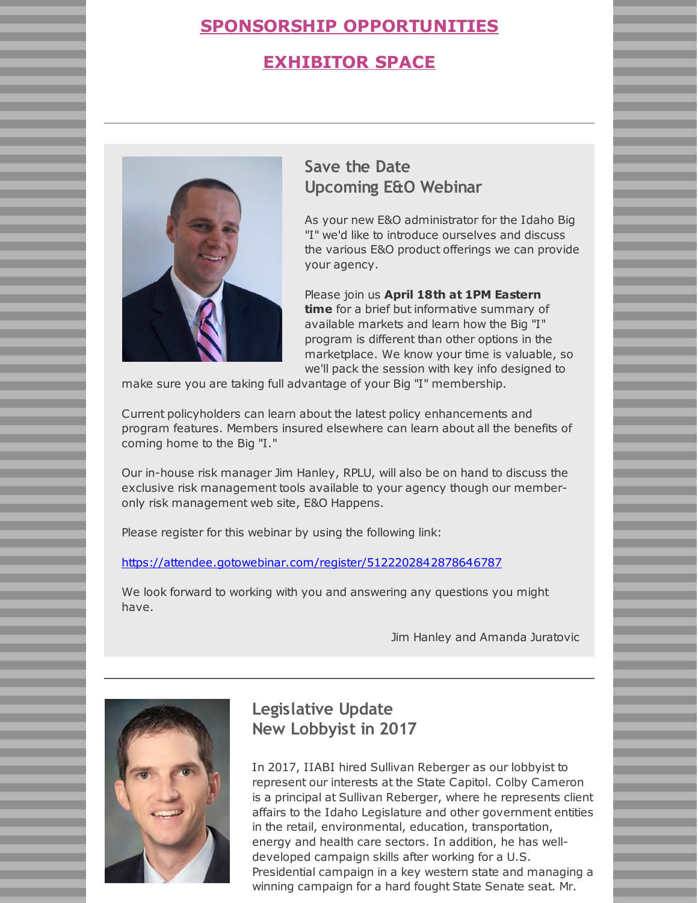## SPONSORSHIP OPPORTUNITIES

## EXHIBITOR SPACE

---

### Save the Date
### Upcoming E&O Webinar

As your new E&O administrator for the Idaho Big "I" we'd like to introduce ourselves and discuss the various E&O product offerings we can provide your agency.

Please join us **April 18th at 1PM Eastern time** for a brief but informative summary of available markets and learn how the Big "I" program is different than other options in the marketplace. We know your time is valuable, so we'll pack the session with key info designed to make sure you are taking full advantage of your Big "I" membership.

Current policyholders can learn about the latest policy enhancements and program features. Members insured elsewhere can learn about all the benefits of coming home to the Big "I."

Our in-house risk manager Jim Hanley, RPLU, will also be on hand to discuss the exclusive risk management tools available to your agency though our member-only risk management web site, E&O Happens.

Please register for this webinar by using the following link:

https://attendee.gotowebinar.com/register/5122202842878646787

We look forward to working with you and answering any questions you might have.

Jim Hanley and Amanda Juratovic

---

### Legislative Update
### New Lobbyist in 2017

In 2017, IIABI hired Sullivan Reberger as our lobbyist to represent our interests at the State Capitol. Colby Cameron is a principal at Sullivan Reberger, where he represents client affairs to the Idaho Legislature and other government entities in the retail, environmental, education, transportation, energy and health care sectors. In addition, he has well-developed campaign skills after working for a U.S. Presidential campaign in a key western state and managing a winning campaign for a hard fought State Senate seat. Mr.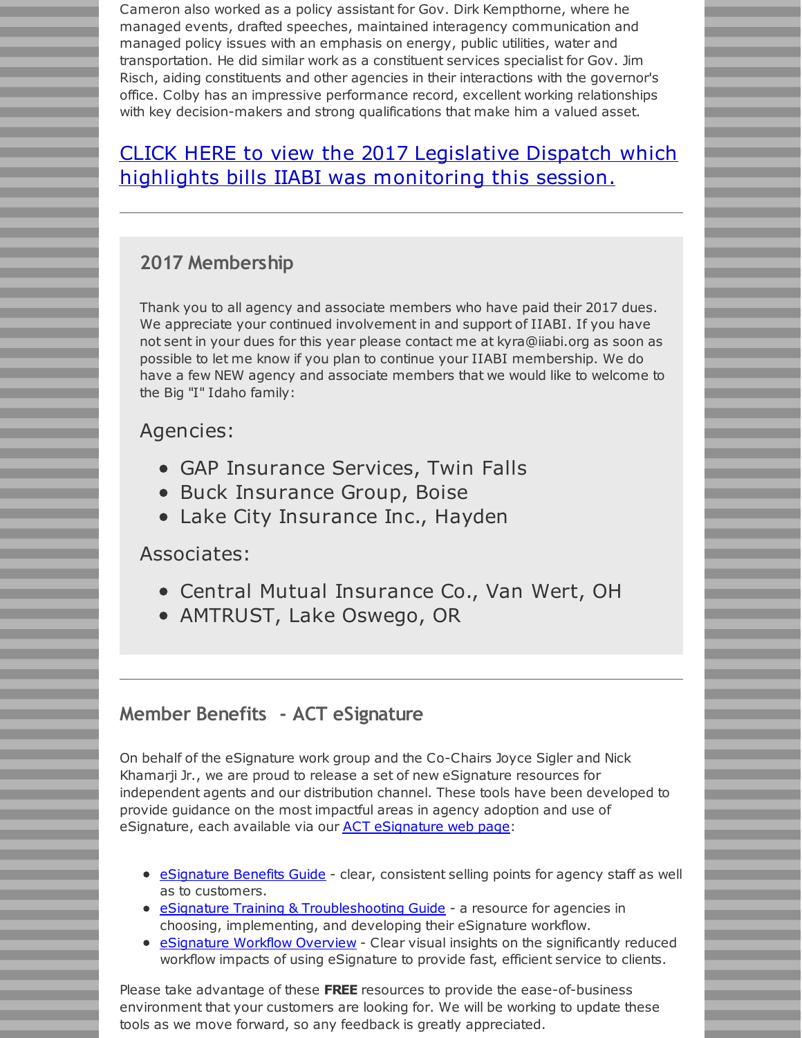Cameron also worked as a policy assistant for Gov. Dirk Kempthorne, where he managed events, drafted speeches, maintained interagency communication and managed policy issues with an emphasis on energy, public utilities, water and transportation. He did similar work as a constituent services specialist for Gov. Jim Risch, aiding constituents and other agencies in their interactions with the governor's office. Colby has an impressive performance record, excellent working relationships with key decision-makers and strong qualifications that make him a valued asset.

[CLICK HERE to view the 2017 Legislative Dispatch which highlights bills IIABI was monitoring this session.]()

---

## 2017 Membership

Thank you to all agency and associate members who have paid their 2017 dues. We appreciate your continued involvement in and support of IIABI. If you have not sent in your dues for this year please contact me at kyra@iiabi.org as soon as possible to let me know if you plan to continue your IIABI membership. We do have a few NEW agency and associate members that we would like to welcome to the Big "I" Idaho family:

Agencies:

- GAP Insurance Services, Twin Falls
- Buck Insurance Group, Boise
- Lake City Insurance Inc., Hayden

Associates:

- Central Mutual Insurance Co., Van Wert, OH
- AMTRUST, Lake Oswego, OR

---

## Member Benefits - ACT eSignature

On behalf of the eSignature work group and the Co-Chairs Joyce Sigler and Nick Khamarji Jr., we are proud to release a set of new eSignature resources for independent agents and our distribution channel. These tools have been developed to provide guidance on the most impactful areas in agency adoption and use of eSignature, each available via our ACT eSignature web page:

- eSignature Benefits Guide - clear, consistent selling points for agency staff as well as to customers.
- eSignature Training & Troubleshooting Guide - a resource for agencies in choosing, implementing, and developing their eSignature workflow.
- eSignature Workflow Overview - Clear visual insights on the significantly reduced workflow impacts of using eSignature to provide fast, efficient service to clients.

Please take advantage of these **FREE** resources to provide the ease-of-business environment that your customers are looking for. We will be working to update these tools as we move forward, so any feedback is greatly appreciated.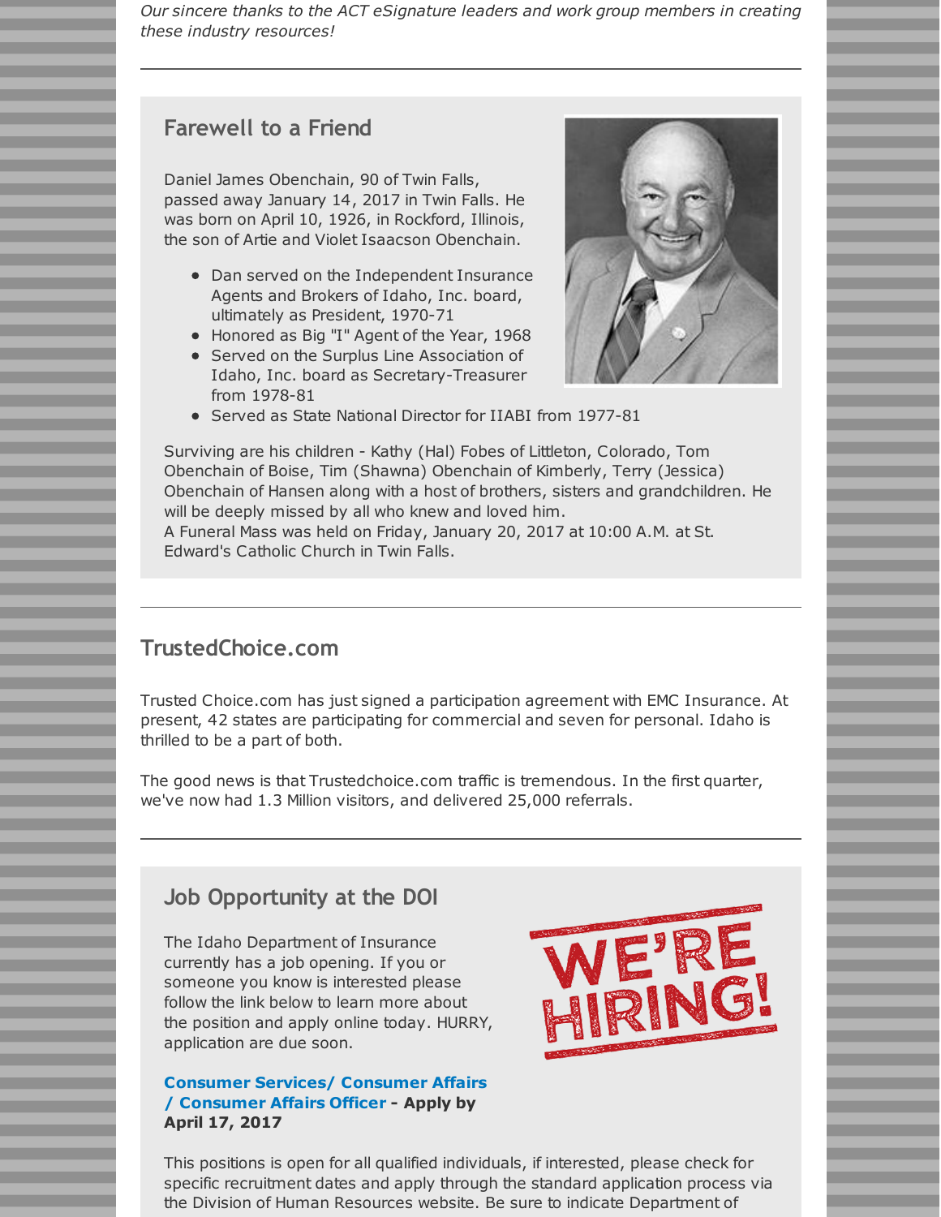*Our sincere thanks to the ACT eSignature leaders and work group members in creating these industry resources!*

---

## Farewell to a Friend

Daniel James Obenchain, 90 of Twin Falls, passed away January 14, 2017 in Twin Falls. He was born on April 10, 1926, in Rockford, Illinois, the son of Artie and Violet Isaacson Obenchain.

- Dan served on the Independent Insurance Agents and Brokers of Idaho, Inc. board, ultimately as President, 1970-71
- Honored as Big "I" Agent of the Year, 1968
- Served on the Surplus Line Association of Idaho, Inc. board as Secretary-Treasurer from 1978-81
- Served as State National Director for IIABI from 1977-81

Surviving are his children - Kathy (Hal) Fobes of Littleton, Colorado, Tom Obenchain of Boise, Tim (Shawna) Obenchain of Kimberly, Terry (Jessica) Obenchain of Hansen along with a host of brothers, sisters and grandchildren. He will be deeply missed by all who knew and loved him.
A Funeral Mass was held on Friday, January 20, 2017 at 10:00 A.M. at St. Edward's Catholic Church in Twin Falls.

---

## TrustedChoice.com

Trusted Choice.com has just signed a participation agreement with EMC Insurance. At present, 42 states are participating for commercial and seven for personal. Idaho is thrilled to be a part of both.

The good news is that Trustedchoice.com traffic is tremendous. In the first quarter, we've now had 1.3 Million visitors, and delivered 25,000 referrals.

---

## Job Opportunity at the DOI

The Idaho Department of Insurance currently has a job opening. If you or someone you know is interested please follow the link below to learn more about the position and apply online today. HURRY, application are due soon.

WE'RE HIRING!

**Consumer Services/ Consumer Affairs / Consumer Affairs Officer - Apply by April 17, 2017**

This positions is open for all qualified individuals, if interested, please check for specific recruitment dates and apply through the standard application process via the Division of Human Resources website. Be sure to indicate Department of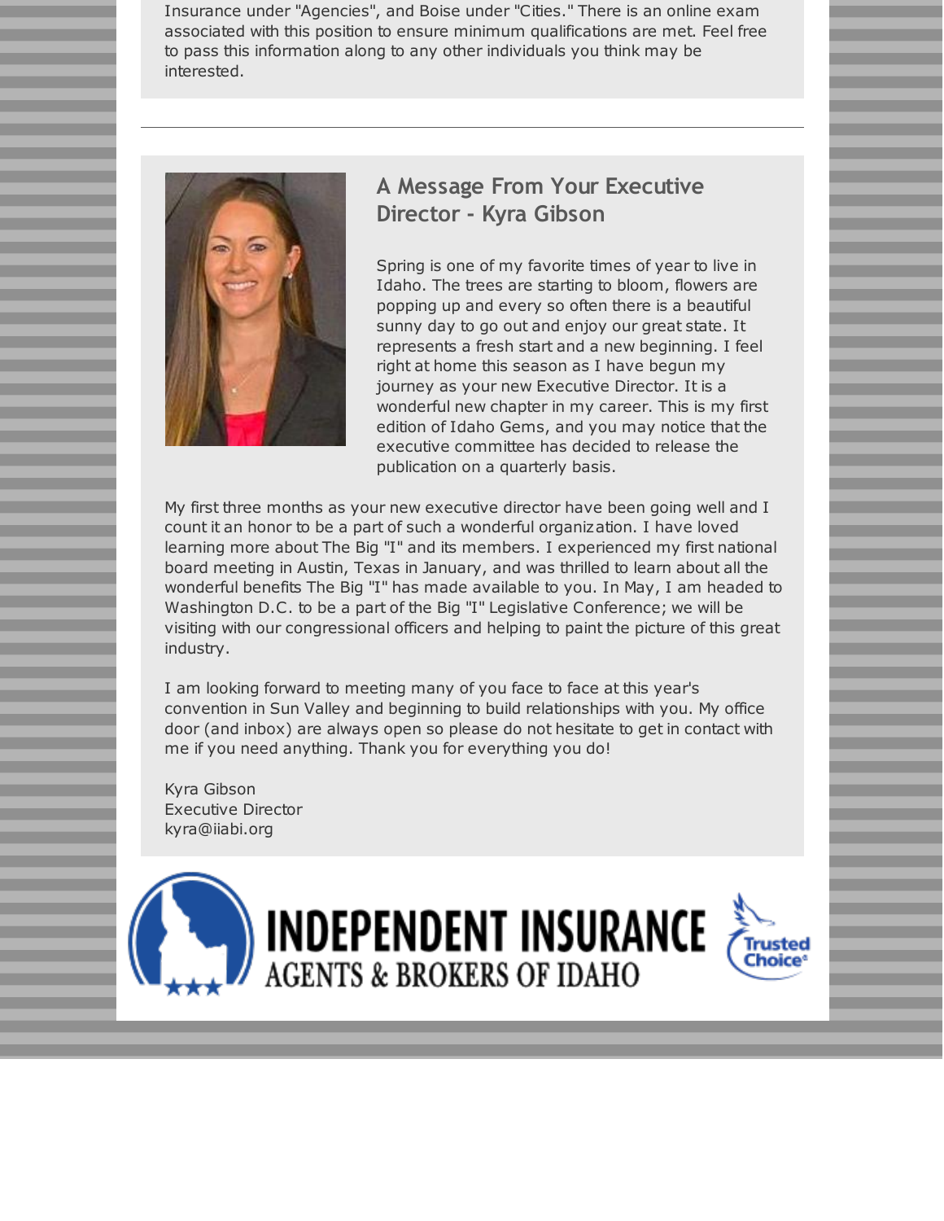Insurance under "Agencies", and Boise under "Cities." There is an online exam associated with this position to ensure minimum qualifications are met. Feel free to pass this information along to any other individuals you think may be interested.

---

## A Message From Your Executive Director - Kyra Gibson

Spring is one of my favorite times of year to live in Idaho. The trees are starting to bloom, flowers are popping up and every so often there is a beautiful sunny day to go out and enjoy our great state. It represents a fresh start and a new beginning. I feel right at home this season as I have begun my journey as your new Executive Director. It is a wonderful new chapter in my career. This is my first edition of Idaho Gems, and you may notice that the executive committee has decided to release the publication on a quarterly basis.

My first three months as your new executive director have been going well and I count it an honor to be a part of such a wonderful organization. I have loved learning more about The Big "I" and its members. I experienced my first national board meeting in Austin, Texas in January, and was thrilled to learn about all the wonderful benefits The Big "I" has made available to you. In May, I am headed to Washington D.C. to be a part of the Big "I" Legislative Conference; we will be visiting with our congressional officers and helping to paint the picture of this great industry.

I am looking forward to meeting many of you face to face at this year's convention in Sun Valley and beginning to build relationships with you. My office door (and inbox) are always open so please do not hesitate to get in contact with me if you need anything. Thank you for everything you do!

Kyra Gibson
Executive Director
kyra@iiabi.org

INDEPENDENT INSURANCE AGENTS & BROKERS OF IDAHO

Trusted Choice®